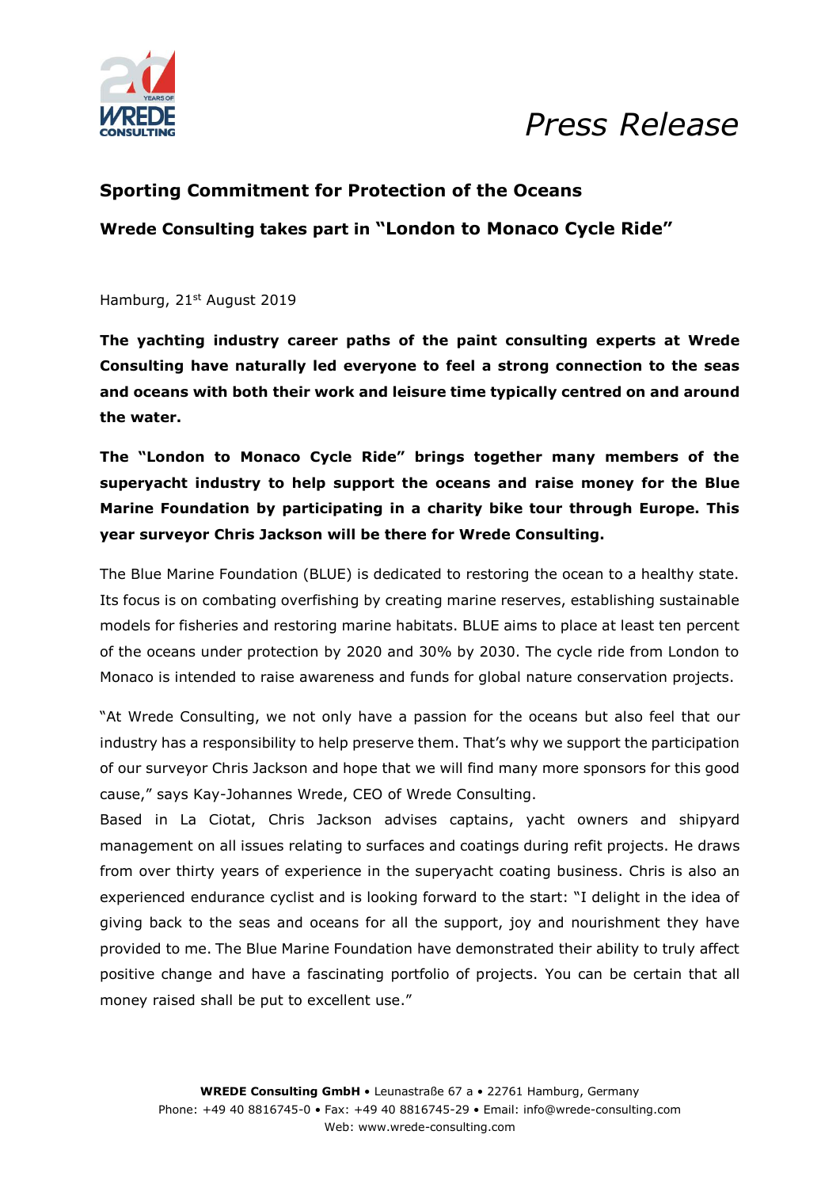*Press Release*

## Sporting Commitment for Protection of the Oceans

### Wrede Consulting takes part in "London to Monaco Cycle Ride"

Hamburg, 21st August 2019

**The yachting industry career paths of the paint consulting experts at Wrede Consulting have naturally led everyone to feel a strong connection to the seas and oceans with both their work and leisure time typically centred on and around the water.**

**The "London to Monaco Cycle Ride" brings together many members of the superyacht industry to help support the oceans and raise money for the Blue Marine Foundation by participating in a charity bike tour through Europe. This year surveyor Chris Jackson will be there for Wrede Consulting.**

The Blue Marine Foundation (BLUE) is dedicated to restoring the ocean to a healthy state. Its focus is on combating overfishing by creating marine reserves, establishing sustainable models for fisheries and restoring marine habitats. BLUE aims to place at least ten percent of the oceans under protection by 2020 and 30% by 2030. The cycle ride from London to Monaco is intended to raise awareness and funds for global nature conservation projects.

"At Wrede Consulting, we not only have a passion for the oceans but also feel that our industry has a responsibility to help preserve them. That's why we support the participation of our surveyor Chris Jackson and hope that we will find many more sponsors for this good cause," says Kay-Johannes Wrede, CEO of Wrede Consulting.

Based in La Ciotat, Chris Jackson advises captains, yacht owners and shipyard management on all issues relating to surfaces and coatings during refit projects. He draws from over thirty years of experience in the superyacht coating business. Chris is also an experienced endurance cyclist and is looking forward to the start: "I delight in the idea of giving back to the seas and oceans for all the support, joy and nourishment they have provided to me. The Blue Marine Foundation have demonstrated their ability to truly affect positive change and have a fascinating portfolio of projects. You can be certain that all money raised shall be put to excellent use."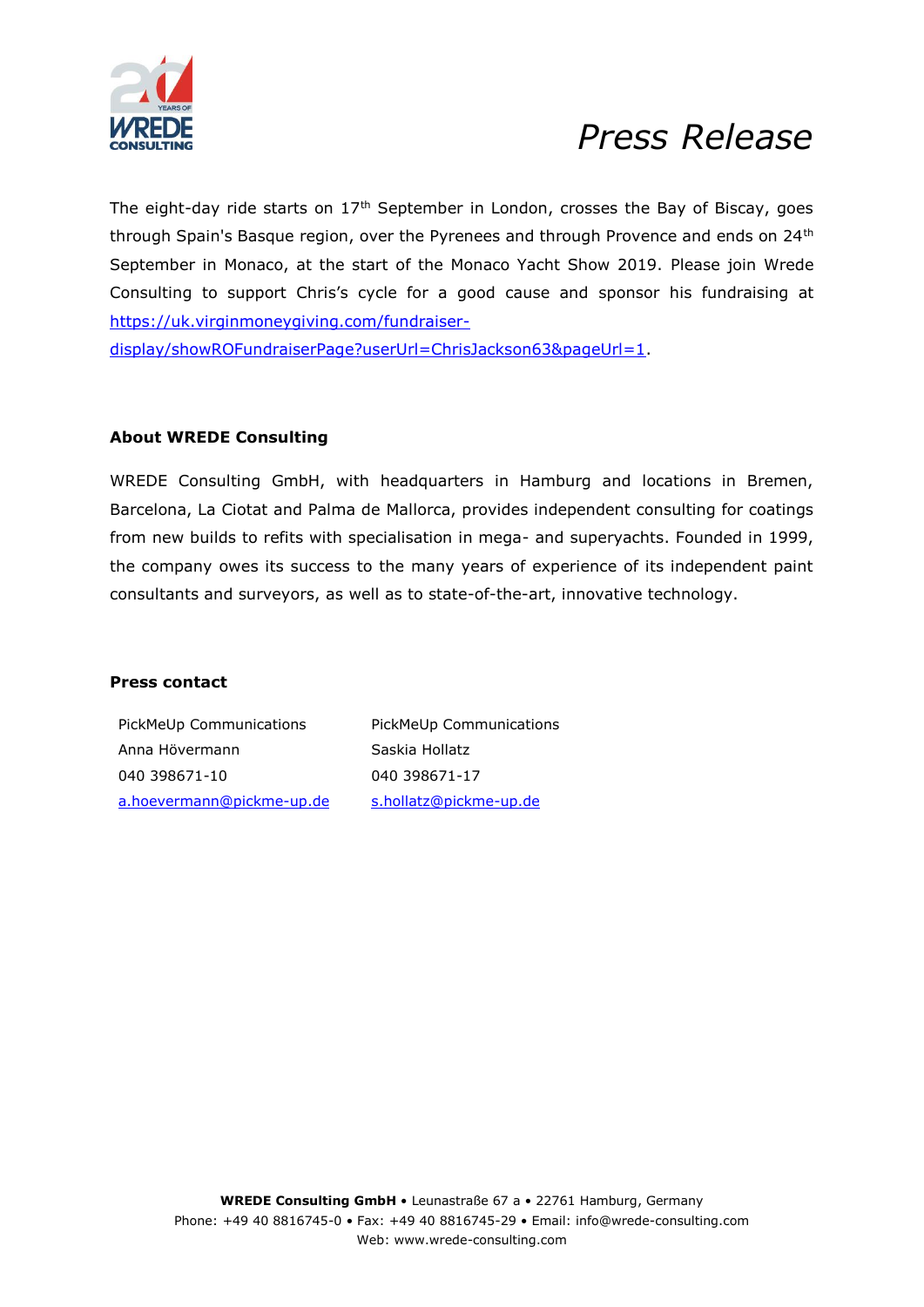The eight-day ride starts on 17th September in London, crosses the Bay of Biscay, goes through Spain's Basque region, over the Pyrenees and through Provence and ends on 24th September in Monaco, at the start of the Monaco Yacht Show 2019. Please join Wrede Consulting to support Chris's cycle for a good cause and sponsor his fundraising at https://uk.virginmoneygiving.com/fundraiser-display/showROFundraiserPage?userUrl=ChrisJackson63&pageUrl=1.

**About WREDE Consulting**

WREDE Consulting GmbH, with headquarters in Hamburg and locations in Bremen, Barcelona, La Ciotat and Palma de Mallorca, provides independent consulting for coatings from new builds to refits with specialisation in mega- and superyachts. Founded in 1999, the company owes its success to the many years of experience of its independent paint consultants and surveyors, as well as to state-of-the-art, innovative technology.

**Press contact**

PickMeUp Communications
Anna Hövermann
040 398671-10
a.hoevermann@pickme-up.de

PickMeUp Communications
Saskia Hollatz
040 398671-17
s.hollatz@pickme-up.de